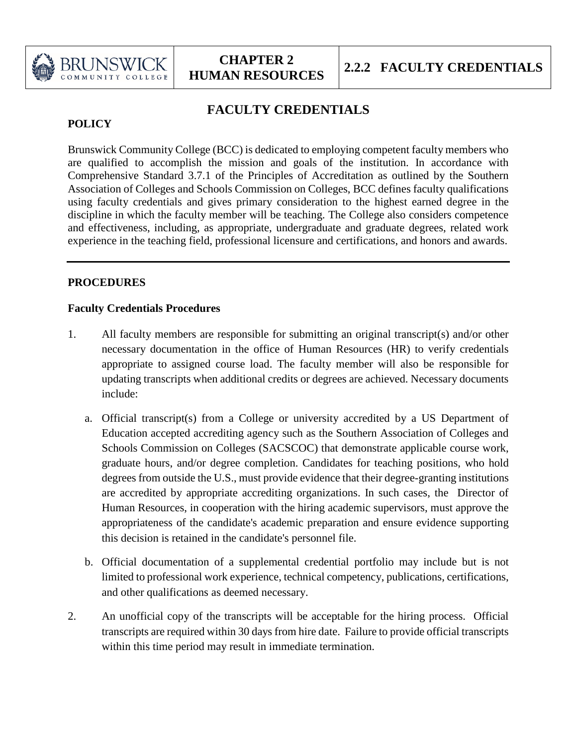# FACULTY CREDENTIALS

## POLICY

Brunswick Community College (BCC) is dedicated to employing competent faculty members who are qualified to accomplish the mission and goals of the institution. In accordance with Comprehensive Standard 3.7.1 of the Principles of Accreditation as outlined by the Southern Association of Colleges and Schools Commission on Colleges, BCC defines faculty qualifications using faculty credentials and gives primary consideration to the highest earned degree in the discipline in which the faculty member will be teaching. The College also considers competence and effectiveness, including, as appropriate, undergraduate and graduate degrees, related work experience in the teaching field, professional licensure and certifications, and honors and awards.

---

## PROCEDURES

### Faculty Credentials Procedures

1. All faculty members are responsible for submitting an original transcript(s) and/or other necessary documentation in the office of Human Resources (HR) to verify credentials appropriate to assigned course load. The faculty member will also be responsible for updating transcripts when additional credits or degrees are achieved. Necessary documents include:

   a. Official transcript(s) from a College or university accredited by a US Department of Education accepted accrediting agency such as the Southern Association of Colleges and Schools Commission on Colleges (SACSCOC) that demonstrate applicable course work, graduate hours, and/or degree completion. Candidates for teaching positions, who hold degrees from outside the U.S., must provide evidence that their degree-granting institutions are accredited by appropriate accrediting organizations. In such cases, the Director of Human Resources, in cooperation with the hiring academic supervisors, must approve the appropriateness of the candidate's academic preparation and ensure evidence supporting this decision is retained in the candidate's personnel file.

   b. Official documentation of a supplemental credential portfolio may include but is not limited to professional work experience, technical competency, publications, certifications, and other qualifications as deemed necessary.

2. An unofficial copy of the transcripts will be acceptable for the hiring process. Official transcripts are required within 30 days from hire date. Failure to provide official transcripts within this time period may result in immediate termination.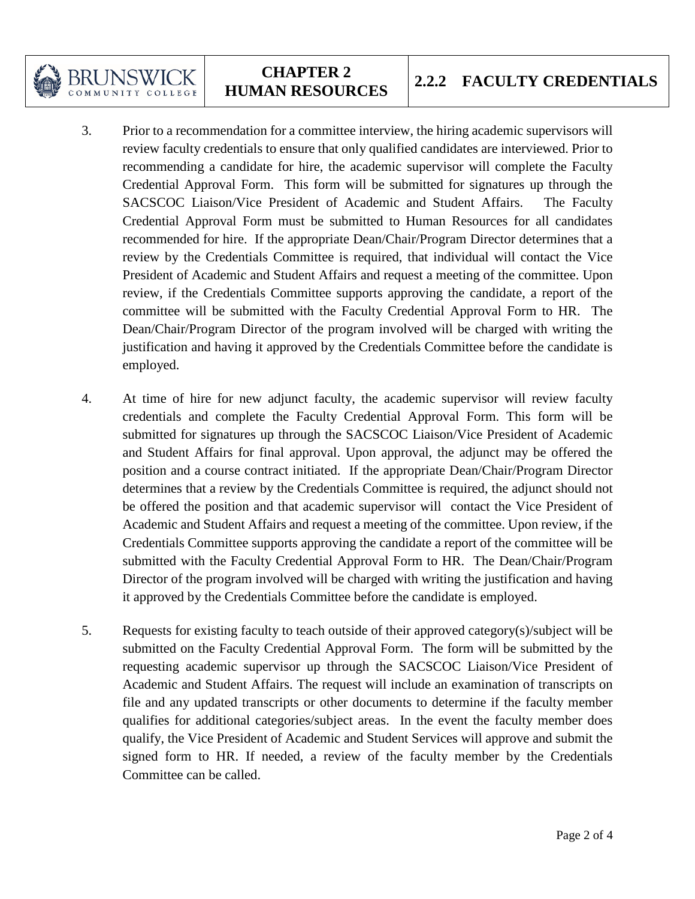3. Prior to a recommendation for a committee interview, the hiring academic supervisors will review faculty credentials to ensure that only qualified candidates are interviewed. Prior to recommending a candidate for hire, the academic supervisor will complete the Faculty Credential Approval Form. This form will be submitted for signatures up through the SACSCOC Liaison/Vice President of Academic and Student Affairs. The Faculty Credential Approval Form must be submitted to Human Resources for all candidates recommended for hire. If the appropriate Dean/Chair/Program Director determines that a review by the Credentials Committee is required, that individual will contact the Vice President of Academic and Student Affairs and request a meeting of the committee. Upon review, if the Credentials Committee supports approving the candidate, a report of the committee will be submitted with the Faculty Credential Approval Form to HR. The Dean/Chair/Program Director of the program involved will be charged with writing the justification and having it approved by the Credentials Committee before the candidate is employed.

4. At time of hire for new adjunct faculty, the academic supervisor will review faculty credentials and complete the Faculty Credential Approval Form. This form will be submitted for signatures up through the SACSCOC Liaison/Vice President of Academic and Student Affairs for final approval. Upon approval, the adjunct may be offered the position and a course contract initiated. If the appropriate Dean/Chair/Program Director determines that a review by the Credentials Committee is required, the adjunct should not be offered the position and that academic supervisor will contact the Vice President of Academic and Student Affairs and request a meeting of the committee. Upon review, if the Credentials Committee supports approving the candidate a report of the committee will be submitted with the Faculty Credential Approval Form to HR. The Dean/Chair/Program Director of the program involved will be charged with writing the justification and having it approved by the Credentials Committee before the candidate is employed.

5. Requests for existing faculty to teach outside of their approved category(s)/subject will be submitted on the Faculty Credential Approval Form. The form will be submitted by the requesting academic supervisor up through the SACSCOC Liaison/Vice President of Academic and Student Affairs. The request will include an examination of transcripts on file and any updated transcripts or other documents to determine if the faculty member qualifies for additional categories/subject areas. In the event the faculty member does qualify, the Vice President of Academic and Student Services will approve and submit the signed form to HR. If needed, a review of the faculty member by the Credentials Committee can be called.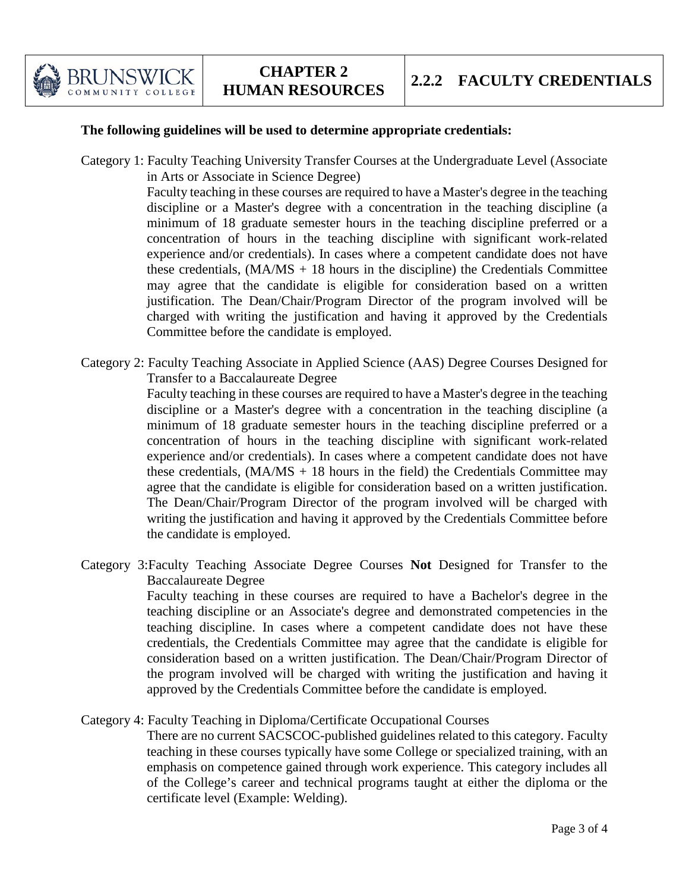**The following guidelines will be used to determine appropriate credentials:**

Category 1: Faculty Teaching University Transfer Courses at the Undergraduate Level (Associate in Arts or Associate in Science Degree)

Faculty teaching in these courses are required to have a Master's degree in the teaching discipline or a Master's degree with a concentration in the teaching discipline (a minimum of 18 graduate semester hours in the teaching discipline preferred or a concentration of hours in the teaching discipline with significant work-related experience and/or credentials). In cases where a competent candidate does not have these credentials, (MA/MS + 18 hours in the discipline) the Credentials Committee may agree that the candidate is eligible for consideration based on a written justification. The Dean/Chair/Program Director of the program involved will be charged with writing the justification and having it approved by the Credentials Committee before the candidate is employed.

Category 2: Faculty Teaching Associate in Applied Science (AAS) Degree Courses Designed for Transfer to a Baccalaureate Degree

Faculty teaching in these courses are required to have a Master's degree in the teaching discipline or a Master's degree with a concentration in the teaching discipline (a minimum of 18 graduate semester hours in the teaching discipline preferred or a concentration of hours in the teaching discipline with significant work-related experience and/or credentials). In cases where a competent candidate does not have these credentials, (MA/MS + 18 hours in the field) the Credentials Committee may agree that the candidate is eligible for consideration based on a written justification. The Dean/Chair/Program Director of the program involved will be charged with writing the justification and having it approved by the Credentials Committee before the candidate is employed.

Category 3: Faculty Teaching Associate Degree Courses **Not** Designed for Transfer to the Baccalaureate Degree

Faculty teaching in these courses are required to have a Bachelor's degree in the teaching discipline or an Associate's degree and demonstrated competencies in the teaching discipline. In cases where a competent candidate does not have these credentials, the Credentials Committee may agree that the candidate is eligible for consideration based on a written justification. The Dean/Chair/Program Director of the program involved will be charged with writing the justification and having it approved by the Credentials Committee before the candidate is employed.

Category 4: Faculty Teaching in Diploma/Certificate Occupational Courses

There are no current SACSCOC-published guidelines related to this category. Faculty teaching in these courses typically have some College or specialized training, with an emphasis on competence gained through work experience. This category includes all of the College's career and technical programs taught at either the diploma or the certificate level (Example: Welding).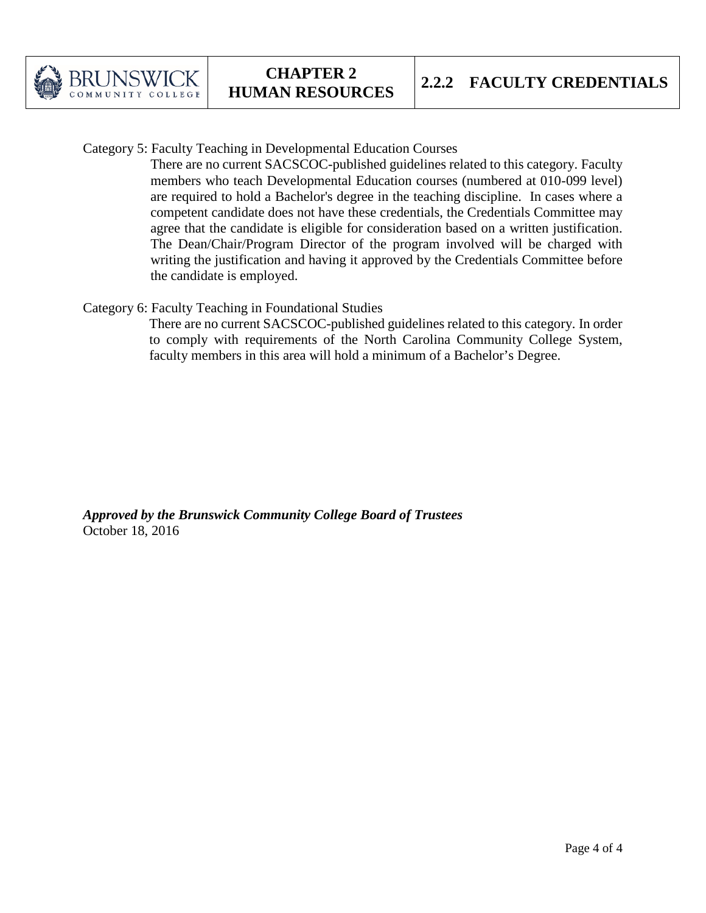Category 5: Faculty Teaching in Developmental Education Courses

There are no current SACSCOC-published guidelines related to this category. Faculty members who teach Developmental Education courses (numbered at 010-099 level) are required to hold a Bachelor's degree in the teaching discipline. In cases where a competent candidate does not have these credentials, the Credentials Committee may agree that the candidate is eligible for consideration based on a written justification. The Dean/Chair/Program Director of the program involved will be charged with writing the justification and having it approved by the Credentials Committee before the candidate is employed.

Category 6: Faculty Teaching in Foundational Studies

There are no current SACSCOC-published guidelines related to this category. In order to comply with requirements of the North Carolina Community College System, faculty members in this area will hold a minimum of a Bachelor's Degree.

***Approved by the Brunswick Community College Board of Trustees***
October 18, 2016